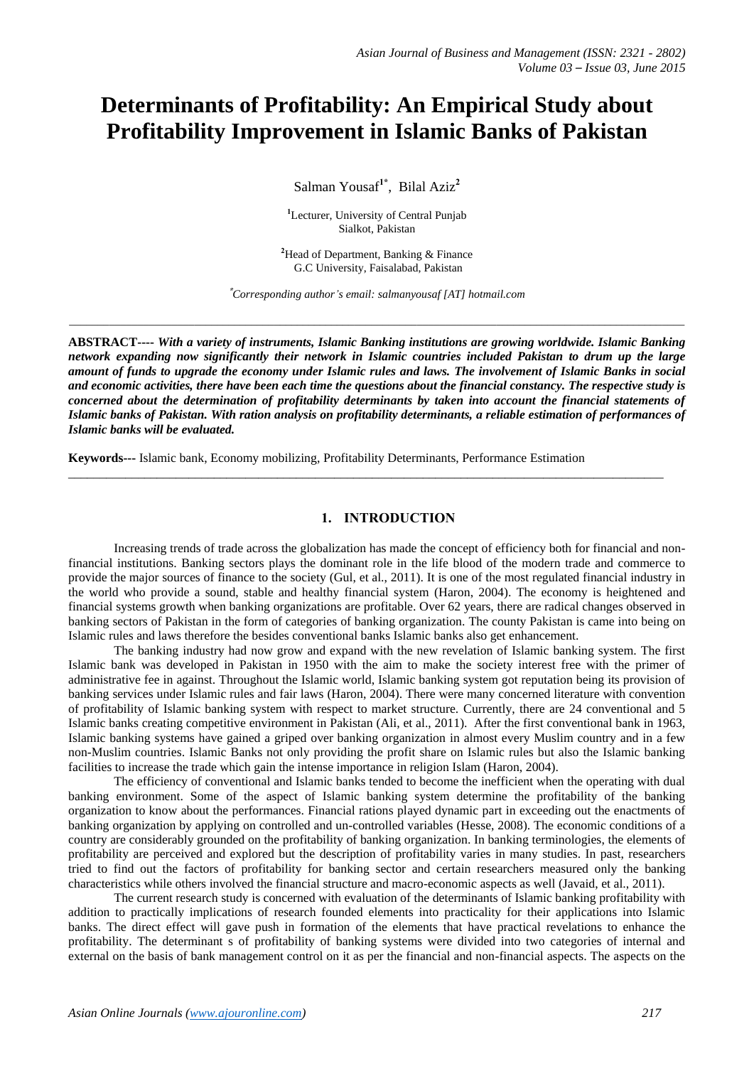# Determinants of Profitability: An Empirical Study about Profitability Improvement in Islamic Banks of Pakistan

Salman Yousaf[1*], Bilal Aziz[2]

[1]Lecturer, University of Central Punjab
Sialkot, Pakistan

[2]Head of Department, Banking & Finance
G.C University, Faisalabad, Pakistan

[*]*Corresponding author's email: salmanyousaf [AT] hotmail.com*

---

**ABSTRACT----** ***With a variety of instruments, Islamic Banking institutions are growing worldwide. Islamic Banking network expanding now significantly their network in Islamic countries included Pakistan to drum up the large amount of funds to upgrade the economy under Islamic rules and laws. The involvement of Islamic Banks in social and economic activities, there have been each time the questions about the financial constancy. The respective study is concerned about the determination of profitability determinants by taken into account the financial statements of Islamic banks of Pakistan. With ration analysis on profitability determinants, a reliable estimation of performances of Islamic banks will be evaluated.***

**Keywords---** Islamic bank, Economy mobilizing, Profitability Determinants, Performance Estimation

---

## 1. INTRODUCTION

Increasing trends of trade across the globalization has made the concept of efficiency both for financial and non-financial institutions. Banking sectors plays the dominant role in the life blood of the modern trade and commerce to provide the major sources of finance to the society (Gul, et al., 2011). It is one of the most regulated financial industry in the world who provide a sound, stable and healthy financial system (Haron, 2004). The economy is heightened and financial systems growth when banking organizations are profitable. Over 62 years, there are radical changes observed in banking sectors of Pakistan in the form of categories of banking organization. The county Pakistan is came into being on Islamic rules and laws therefore the besides conventional banks Islamic banks also get enhancement.

The banking industry had now grow and expand with the new revelation of Islamic banking system. The first Islamic bank was developed in Pakistan in 1950 with the aim to make the society interest free with the primer of administrative fee in against. Throughout the Islamic world, Islamic banking system got reputation being its provision of banking services under Islamic rules and fair laws (Haron, 2004). There were many concerned literature with convention of profitability of Islamic banking system with respect to market structure. Currently, there are 24 conventional and 5 Islamic banks creating competitive environment in Pakistan (Ali, et al., 2011). After the first conventional bank in 1963, Islamic banking systems have gained a griped over banking organization in almost every Muslim country and in a few non-Muslim countries. Islamic Banks not only providing the profit share on Islamic rules but also the Islamic banking facilities to increase the trade which gain the intense importance in religion Islam (Haron, 2004).

The efficiency of conventional and Islamic banks tended to become the inefficient when the operating with dual banking environment. Some of the aspect of Islamic banking system determine the profitability of the banking organization to know about the performances. Financial rations played dynamic part in exceeding out the enactments of banking organization by applying on controlled and un-controlled variables (Hesse, 2008). The economic conditions of a country are considerably grounded on the profitability of banking organization. In banking terminologies, the elements of profitability are perceived and explored but the description of profitability varies in many studies. In past, researchers tried to find out the factors of profitability for banking sector and certain researchers measured only the banking characteristics while others involved the financial structure and macro-economic aspects as well (Javaid, et al., 2011).

The current research study is concerned with evaluation of the determinants of Islamic banking profitability with addition to practically implications of research founded elements into practicality for their applications into Islamic banks. The direct effect will gave push in formation of the elements that have practical revelations to enhance the profitability. The determinant s of profitability of banking systems were divided into two categories of internal and external on the basis of bank management control on it as per the financial and non-financial aspects. The aspects on the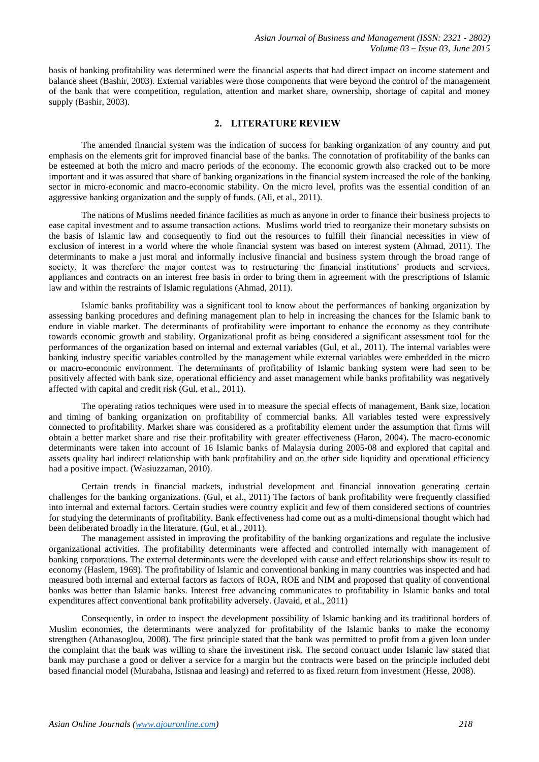basis of banking profitability was determined were the financial aspects that had direct impact on income statement and balance sheet (Bashir, 2003). External variables were those components that were beyond the control of the management of the bank that were competition, regulation, attention and market share, ownership, shortage of capital and money supply (Bashir, 2003).

## 2. LITERATURE REVIEW

The amended financial system was the indication of success for banking organization of any country and put emphasis on the elements grit for improved financial base of the banks. The connotation of profitability of the banks can be esteemed at both the micro and macro periods of the economy. The economic growth also cracked out to be more important and it was assured that share of banking organizations in the financial system increased the role of the banking sector in micro-economic and macro-economic stability. On the micro level, profits was the essential condition of an aggressive banking organization and the supply of funds. (Ali, et al., 2011).

The nations of Muslims needed finance facilities as much as anyone in order to finance their business projects to ease capital investment and to assume transaction actions. Muslims world tried to reorganize their monetary subsists on the basis of Islamic law and consequently to find out the resources to fulfill their financial necessities in view of exclusion of interest in a world where the whole financial system was based on interest system (Ahmad, 2011). The determinants to make a just moral and informally inclusive financial and business system through the broad range of society. It was therefore the major contest was to restructuring the financial institutions' products and services, appliances and contracts on an interest free basis in order to bring them in agreement with the prescriptions of Islamic law and within the restraints of Islamic regulations (Ahmad, 2011).

Islamic banks profitability was a significant tool to know about the performances of banking organization by assessing banking procedures and defining management plan to help in increasing the chances for the Islamic bank to endure in viable market. The determinants of profitability were important to enhance the economy as they contribute towards economic growth and stability. Organizational profit as being considered a significant assessment tool for the performances of the organization based on internal and external variables (Gul, et al., 2011). The internal variables were banking industry specific variables controlled by the management while external variables were embedded in the micro or macro-economic environment. The determinants of profitability of Islamic banking system were had seen to be positively affected with bank size, operational efficiency and asset management while banks profitability was negatively affected with capital and credit risk (Gul, et al., 2011).

The operating ratios techniques were used in to measure the special effects of management, Bank size, location and timing of banking organization on profitability of commercial banks. All variables tested were expressively connected to profitability. Market share was considered as a profitability element under the assumption that firms will obtain a better market share and rise their profitability with greater effectiveness (Haron, 2004)**.** The macro-economic determinants were taken into account of 16 Islamic banks of Malaysia during 2005-08 and explored that capital and assets quality had indirect relationship with bank profitability and on the other side liquidity and operational efficiency had a positive impact. (Wasiuzzaman, 2010).

Certain trends in financial markets, industrial development and financial innovation generating certain challenges for the banking organizations. (Gul, et al., 2011) The factors of bank profitability were frequently classified into internal and external factors. Certain studies were country explicit and few of them considered sections of countries for studying the determinants of profitability. Bank effectiveness had come out as a multi-dimensional thought which had been deliberated broadly in the literature. (Gul, et al., 2011).

The management assisted in improving the profitability of the banking organizations and regulate the inclusive organizational activities. The profitability determinants were affected and controlled internally with management of banking corporations. The external determinants were the developed with cause and effect relationships show its result to economy (Haslem, 1969). The profitability of Islamic and conventional banking in many countries was inspected and had measured both internal and external factors as factors of ROA, ROE and NIM and proposed that quality of conventional banks was better than Islamic banks. Interest free advancing communicates to profitability in Islamic banks and total expenditures affect conventional bank profitability adversely. (Javaid, et al., 2011)

Consequently, in order to inspect the development possibility of Islamic banking and its traditional borders of Muslim economies, the determinants were analyzed for profitability of the Islamic banks to make the economy strengthen (Athanasoglou, 2008). The first principle stated that the bank was permitted to profit from a given loan under the complaint that the bank was willing to share the investment risk. The second contract under Islamic law stated that bank may purchase a good or deliver a service for a margin but the contracts were based on the principle included debt based financial model (Murabaha, Istisnaa and leasing) and referred to as fixed return from investment (Hesse, 2008).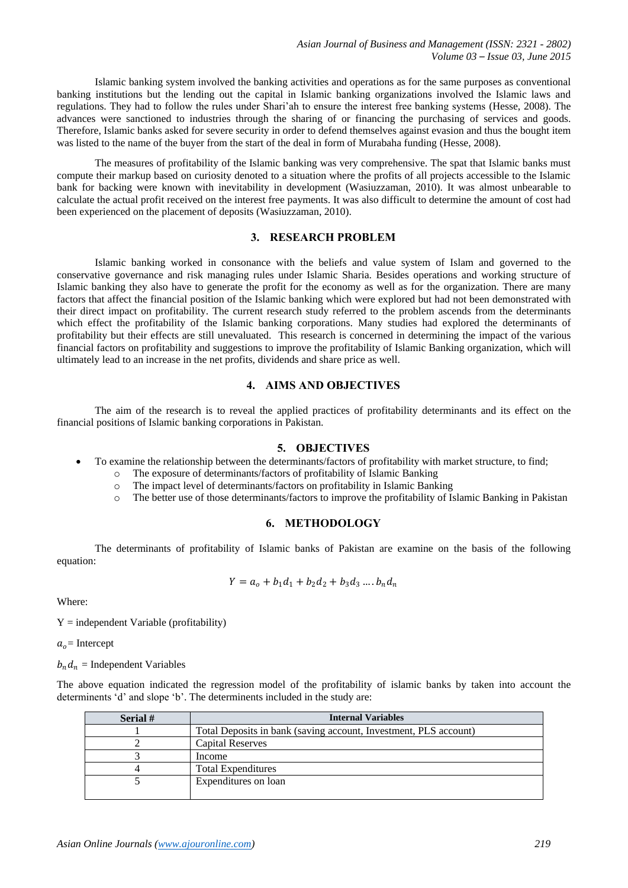Islamic banking system involved the banking activities and operations as for the same purposes as conventional banking institutions but the lending out the capital in Islamic banking organizations involved the Islamic laws and regulations. They had to follow the rules under Shari'ah to ensure the interest free banking systems (Hesse, 2008). The advances were sanctioned to industries through the sharing of or financing the purchasing of services and goods. Therefore, Islamic banks asked for severe security in order to defend themselves against evasion and thus the bought item was listed to the name of the buyer from the start of the deal in form of Murabaha funding (Hesse, 2008).

The measures of profitability of the Islamic banking was very comprehensive. The spat that Islamic banks must compute their markup based on curiosity denoted to a situation where the profits of all projects accessible to the Islamic bank for backing were known with inevitability in development (Wasiuzzaman, 2010). It was almost unbearable to calculate the actual profit received on the interest free payments. It was also difficult to determine the amount of cost had been experienced on the placement of deposits (Wasiuzzaman, 2010).

## 3. RESEARCH PROBLEM

Islamic banking worked in consonance with the beliefs and value system of Islam and governed to the conservative governance and risk managing rules under Islamic Sharia. Besides operations and working structure of Islamic banking they also have to generate the profit for the economy as well as for the organization. There are many factors that affect the financial position of the Islamic banking which were explored but had not been demonstrated with their direct impact on profitability. The current research study referred to the problem ascends from the determinants which effect the profitability of the Islamic banking corporations. Many studies had explored the determinants of profitability but their effects are still unevaluated. This research is concerned in determining the impact of the various financial factors on profitability and suggestions to improve the profitability of Islamic Banking organization, which will ultimately lead to an increase in the net profits, dividends and share price as well.

## 4. AIMS AND OBJECTIVES

The aim of the research is to reveal the applied practices of profitability determinants and its effect on the financial positions of Islamic banking corporations in Pakistan.

## 5. OBJECTIVES

- To examine the relationship between the determinants/factors of profitability with market structure, to find;
  - The exposure of determinants/factors of profitability of Islamic Banking
  - The impact level of determinants/factors on profitability in Islamic Banking
  - The better use of those determinants/factors to improve the profitability of Islamic Banking in Pakistan

## 6. METHODOLOGY

The determinants of profitability of Islamic banks of Pakistan are examine on the basis of the following equation:

$$Y = a_o + b_1 d_1 + b_2 d_2 + b_3 d_3 \ldots . b_n d_n$$

Where:

Y = independent Variable (profitability)

$a_o$ = Intercept

$b_n d_n$ = Independent Variables

The above equation indicated the regression model of the profitability of islamic banks by taken into account the determinents 'd' and slope 'b'. The determinents included in the study are:

| Serial # | Internal Variables |
|---|---|
| 1 | Total Deposits in bank (saving account, Investment, PLS account) |
| 2 | Capital Reserves |
| 3 | Income |
| 4 | Total Expenditures |
| 5 | Expenditures on loan |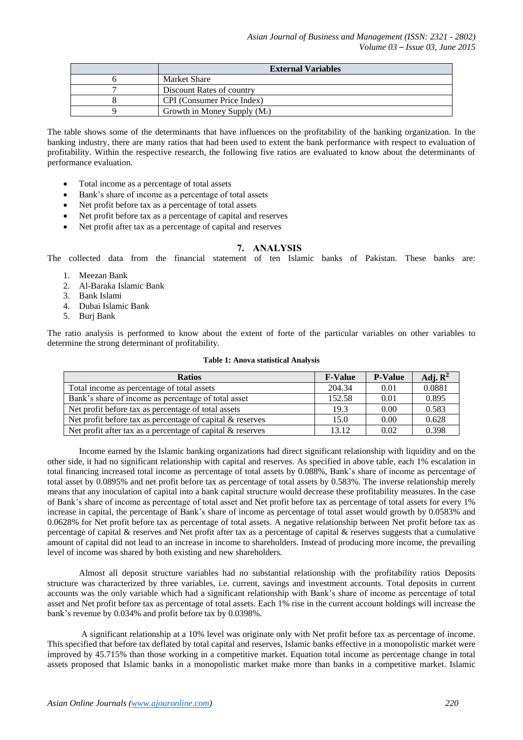|   | External Variables |
|---|---|
| 6 | Market Share |
| 7 | Discount Rates of country |
| 8 | CPI (Consumer Price Index) |
| 9 | Growth in Money Supply ($M_2$) |

The table shows some of the determinants that have influences on the profitability of the banking organization. In the banking industry, there are many ratios that had been used to extent the bank performance with respect to evaluation of profitability. Within the respective research, the following five ratios are evaluated to know about the determinants of performance evaluation.

- Total income as a percentage of total assets
- Bank's share of income as a percentage of total assets
- Net profit before tax as a percentage of total assets
- Net profit before tax as a percentage of capital and reserves
- Net profit after tax as a percentage of capital and reserves

## 7. ANALYSIS

The collected data from the financial statement of ten Islamic banks of Pakistan. These banks are:

1. Meezan Bank
2. Al-Baraka Islamic Bank
3. Bank Islami
4. Dubai Islamic Bank
5. Burj Bank

The ratio analysis is performed to know about the extent of forte of the particular variables on other variables to determine the strong determinant of profitability.

**Table 1: Anova statistical Analysis**

| Ratios | F-Value | P-Value | Adj. $R^2$ |
|---|---|---|---|
| Total income as percentage of total assets | 204.34 | 0.01 | 0.0881 |
| Bank's share of income as percentage of total asset | 152.58 | 0.01 | 0.895 |
| Net profit before tax as percentage of total assets | 19.3 | 0.00 | 0.583 |
| Net profit before tax as percentage of capital & reserves | 15.0 | 0.00 | 0.628 |
| Net profit after tax as a percentage of capital & reserves | 13.12 | 0.02 | 0.398 |

Income earned by the Islamic banking organizations had direct significant relationship with liquidity and on the other side, it had no significant relationship with capital and reserves. As specified in above table, each 1% escalation in total financing increased total income as percentage of total assets by 0.088%, Bank's share of income as percentage of total asset by 0.0895% and net profit before tax as percentage of total assets by 0.583%. The inverse relationship merely means that any inoculation of capital into a bank capital structure would decrease these profitability measures. In the case of Bank's share of income as percentage of total asset and Net profit before tax as percentage of total assets for every 1% increase in capital, the percentage of Bank's share of income as percentage of total asset would growth by 0.0583% and 0.0628% for Net profit before tax as percentage of total assets. A negative relationship between Net profit before tax as percentage of capital & reserves and Net profit after tax as a percentage of capital & reserves suggests that a cumulative amount of capital did not lead to an increase in income to shareholders. Instead of producing more income, the prevailing level of income was shared by both existing and new shareholders.

Almost all deposit structure variables had no substantial relationship with the profitability ratios Deposits structure was characterized by three variables, i.e. current, savings and investment accounts. Total deposits in current accounts was the only variable which had a significant relationship with Bank's share of income as percentage of total asset and Net profit before tax as percentage of total assets. Each 1% rise in the current account holdings will increase the bank's revenue by 0.034% and profit before tax by 0.0398%.

A significant relationship at a 10% level was originate only with Net profit before tax as percentage of income. This specified that before tax deflated by total capital and reserves, Islamic banks effective in a monopolistic market were improved by 45.715% than those working in a competitive market. Equation total income as percentage change in total assets proposed that Islamic banks in a monopolistic market make more than banks in a competitive market. Islamic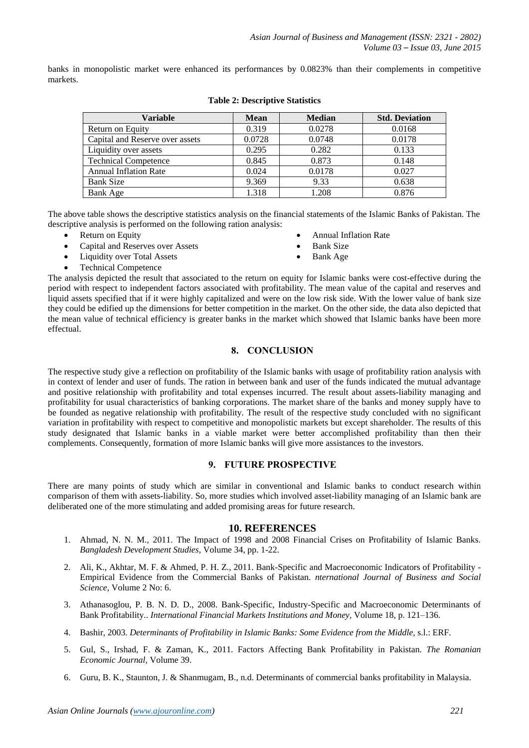banks in monopolistic market were enhanced its performances by 0.0823% than their complements in competitive markets.

**Table 2: Descriptive Statistics**

| Variable | Mean | Median | Std. Deviation |
|---|---|---|---|
| Return on Equity | 0.319 | 0.0278 | 0.0168 |
| Capital and Reserve over assets | 0.0728 | 0.0748 | 0.0178 |
| Liquidity over assets | 0.295 | 0.282 | 0.133 |
| Technical Competence | 0.845 | 0.873 | 0.148 |
| Annual Inflation Rate | 0.024 | 0.0178 | 0.027 |
| Bank Size | 9.369 | 9.33 | 0.638 |
| Bank Age | 1.318 | 1.208 | 0.876 |

The above table shows the descriptive statistics analysis on the financial statements of the Islamic Banks of Pakistan. The descriptive analysis is performed on the following ration analysis:

- Return on Equity
- Capital and Reserves over Assets
- Liquidity over Total Assets
- Technical Competence
- Annual Inflation Rate
- Bank Size
- Bank Age

The analysis depicted the result that associated to the return on equity for Islamic banks were cost-effective during the period with respect to independent factors associated with profitability. The mean value of the capital and reserves and liquid assets specified that if it were highly capitalized and were on the low risk side. With the lower value of bank size they could be edified up the dimensions for better competition in the market. On the other side, the data also depicted that the mean value of technical efficiency is greater banks in the market which showed that Islamic banks have been more effectual.

## 8. CONCLUSION

The respective study give a reflection on profitability of the Islamic banks with usage of profitability ration analysis with in context of lender and user of funds. The ration in between bank and user of the funds indicated the mutual advantage and positive relationship with profitability and total expenses incurred. The result about assets-liability managing and profitability for usual characteristics of banking corporations. The market share of the banks and money supply have to be founded as negative relationship with profitability. The result of the respective study concluded with no significant variation in profitability with respect to competitive and monopolistic markets but except shareholder. The results of this study designated that Islamic banks in a viable market were better accomplished profitability than then their complements. Consequently, formation of more Islamic banks will give more assistances to the investors.

## 9. FUTURE PROSPECTIVE

There are many points of study which are similar in conventional and Islamic banks to conduct research within comparison of them with assets-liability. So, more studies which involved asset-liability managing of an Islamic bank are deliberated one of the more stimulating and added promising areas for future research.

## 10. REFERENCES

1. Ahmad, N. N. M., 2011. The Impact of 1998 and 2008 Financial Crises on Profitability of Islamic Banks. *Bangladesh Development Studies,* Volume 34, pp. 1-22.
2. Ali, K., Akhtar, M. F. & Ahmed, P. H. Z., 2011. Bank-Specific and Macroeconomic Indicators of Profitability - Empirical Evidence from the Commercial Banks of Pakistan. *nternational Journal of Business and Social Science,* Volume 2 No: 6.
3. Athanasoglou, P. B. N. D. D., 2008. Bank-Specific, Industry-Specific and Macroeconomic Determinants of Bank Profitability.. *International Financial Markets Institutions and Money,* Volume 18, p. 121–136.
4. Bashir, 2003. *Determinants of Profitability in Islamic Banks: Some Evidence from the Middle,* s.l.: ERF.
5. Gul, S., Irshad, F. & Zaman, K., 2011. Factors Affecting Bank Profitability in Pakistan. *The Romanian Economic Journal,* Volume 39.
6. Guru, B. K., Staunton, J. & Shanmugam, B., n.d. Determinants of commercial banks profitability in Malaysia.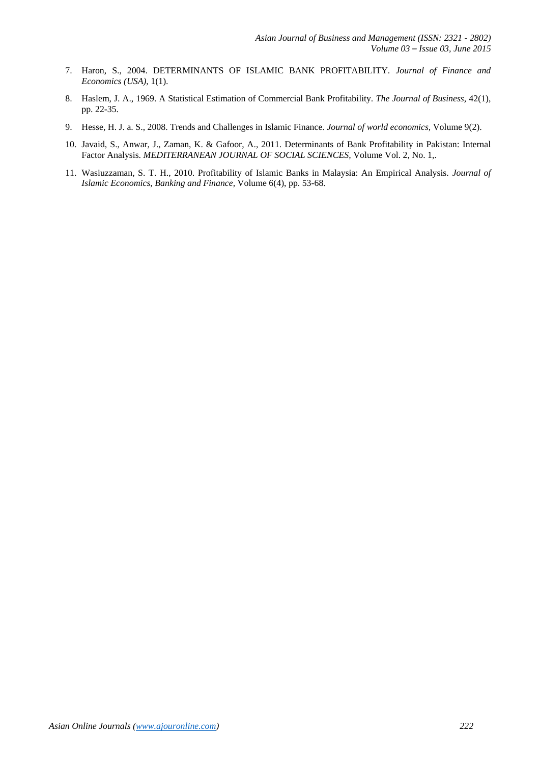7. Haron, S., 2004. DETERMINANTS OF ISLAMIC BANK PROFITABILITY. *Journal of Finance and Economics (USA)*, 1(1).

8. Haslem, J. A., 1969. A Statistical Estimation of Commercial Bank Profitability. *The Journal of Business*, 42(1), pp. 22-35.

9. Hesse, H. J. a. S., 2008. Trends and Challenges in Islamic Finance. *Journal of world economics*, Volume 9(2).

10. Javaid, S., Anwar, J., Zaman, K. & Gafoor, A., 2011. Determinants of Bank Profitability in Pakistan: Internal Factor Analysis. *MEDITERRANEAN JOURNAL OF SOCIAL SCIENCES*, Volume Vol. 2, No. 1,.

11. Wasiuzzaman, S. T. H., 2010. Profitability of Islamic Banks in Malaysia: An Empirical Analysis. *Journal of Islamic Economics, Banking and Finance*, Volume 6(4), pp. 53-68.